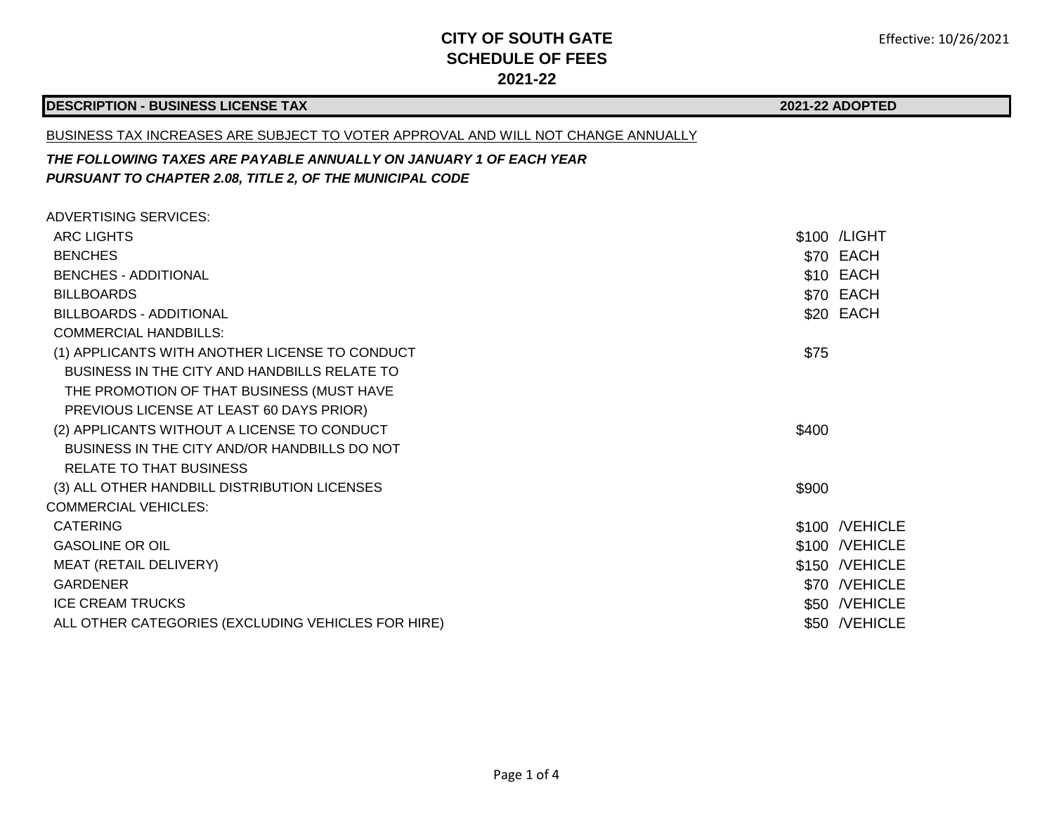# CITY OF SOUTH GATE
## SCHEDULE OF FEES
## 2021-22

Effective: 10/26/2021

| DESCRIPTION - BUSINESS LICENSE TAX | 2021-22 ADOPTED |
|---|---|
| BUSINESS TAX INCREASES ARE SUBJECT TO VOTER APPROVAL AND WILL NOT CHANGE ANNUALLY | |
| ***THE FOLLOWING TAXES ARE PAYABLE ANNUALLY ON JANUARY 1 OF EACH YEAR PURSUANT TO CHAPTER 2.08, TITLE 2, OF THE MUNICIPAL CODE*** | |
| ADVERTISING SERVICES: | |
| ARC LIGHTS | $100 /LIGHT |
| BENCHES | $70 EACH |
| BENCHES - ADDITIONAL | $10 EACH |
| BILLBOARDS | $70 EACH |
| BILLBOARDS - ADDITIONAL | $20 EACH |
| COMMERCIAL HANDBILLS: | |
| (1) APPLICANTS WITH ANOTHER LICENSE TO CONDUCT BUSINESS IN THE CITY AND HANDBILLS RELATE TO THE PROMOTION OF THAT BUSINESS (MUST HAVE PREVIOUS LICENSE AT LEAST 60 DAYS PRIOR) | $75 |
| (2) APPLICANTS WITHOUT A LICENSE TO CONDUCT BUSINESS IN THE CITY AND/OR HANDBILLS DO NOT RELATE TO THAT BUSINESS | $400 |
| (3) ALL OTHER HANDBILL DISTRIBUTION LICENSES | $900 |
| COMMERCIAL VEHICLES: | |
| CATERING | $100 /VEHICLE |
| GASOLINE OR OIL | $100 /VEHICLE |
| MEAT (RETAIL DELIVERY) | $150 /VEHICLE |
| GARDENER | $70 /VEHICLE |
| ICE CREAM TRUCKS | $50 /VEHICLE |
| ALL OTHER CATEGORIES (EXCLUDING VEHICLES FOR HIRE) | $50 /VEHICLE |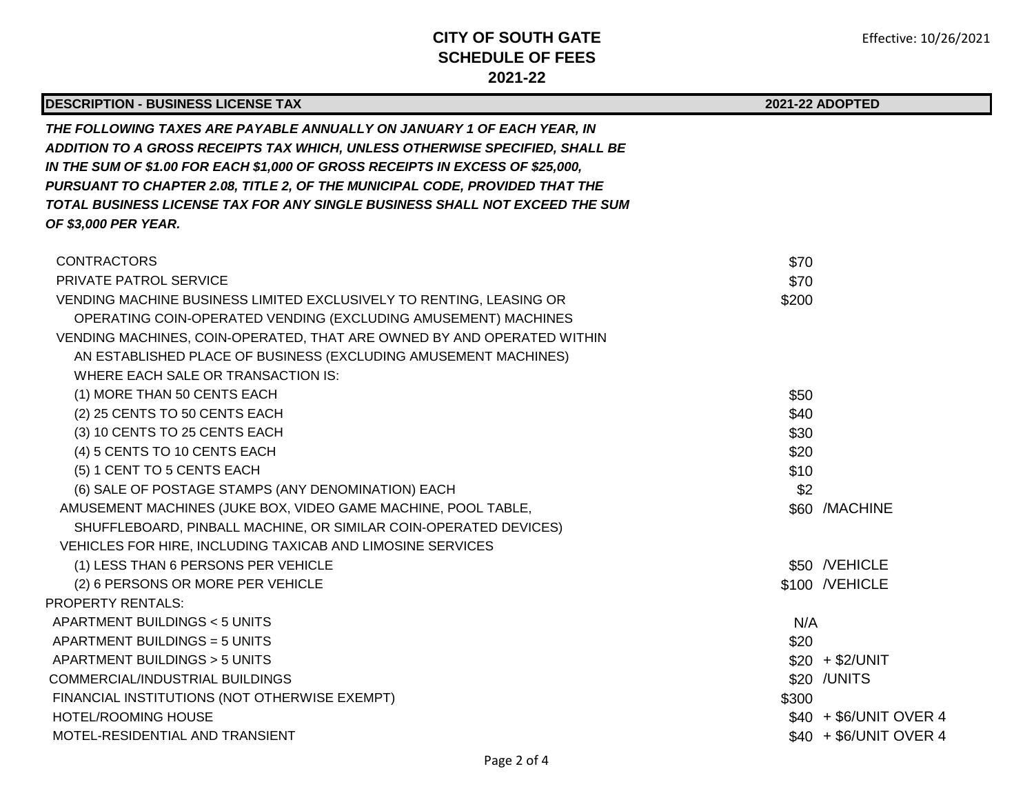# CITY OF SOUTH GATE
## SCHEDULE OF FEES
## 2021-22

Effective: 10/26/2021

| DESCRIPTION - BUSINESS LICENSE TAX | 2021-22 ADOPTED | |
|---|---|---|
| ***THE FOLLOWING TAXES ARE PAYABLE ANNUALLY ON JANUARY 1 OF EACH YEAR, IN ADDITION TO A GROSS RECEIPTS TAX WHICH, UNLESS OTHERWISE SPECIFIED, SHALL BE IN THE SUM OF $1.00 FOR EACH $1,000 OF GROSS RECEIPTS IN EXCESS OF $25,000, PURSUANT TO CHAPTER 2.08, TITLE 2, OF THE MUNICIPAL CODE, PROVIDED THAT THE TOTAL BUSINESS LICENSE TAX FOR ANY SINGLE BUSINESS SHALL NOT EXCEED THE SUM OF $3,000 PER YEAR.*** | | |
| CONTRACTORS | $70 | |
| PRIVATE PATROL SERVICE | $70 | |
| VENDING MACHINE BUSINESS LIMITED EXCLUSIVELY TO RENTING, LEASING OR OPERATING COIN-OPERATED VENDING (EXCLUDING AMUSEMENT) MACHINES | $200 | |
| VENDING MACHINES, COIN-OPERATED, THAT ARE OWNED BY AND OPERATED WITHIN AN ESTABLISHED PLACE OF BUSINESS (EXCLUDING AMUSEMENT MACHINES) WHERE EACH SALE OR TRANSACTION IS: | | |
| (1) MORE THAN 50 CENTS EACH | $50 | |
| (2) 25 CENTS TO 50 CENTS EACH | $40 | |
| (3) 10 CENTS TO 25 CENTS EACH | $30 | |
| (4) 5 CENTS TO 10 CENTS EACH | $20 | |
| (5) 1 CENT TO 5 CENTS EACH | $10 | |
| (6) SALE OF POSTAGE STAMPS (ANY DENOMINATION) EACH | $2 | |
| AMUSEMENT MACHINES (JUKE BOX, VIDEO GAME MACHINE, POOL TABLE, SHUFFLEBOARD, PINBALL MACHINE, OR SIMILAR COIN-OPERATED DEVICES) | $60 | /MACHINE |
| VEHICLES FOR HIRE, INCLUDING TAXICAB AND LIMOSINE SERVICES | | |
| (1) LESS THAN 6 PERSONS PER VEHICLE | $50 | /VEHICLE |
| (2) 6 PERSONS OR MORE PER VEHICLE | $100 | /VEHICLE |
| PROPERTY RENTALS: | | |
| APARTMENT BUILDINGS < 5 UNITS | N/A | |
| APARTMENT BUILDINGS = 5 UNITS | $20 | |
| APARTMENT BUILDINGS > 5 UNITS | $20 | + $2/UNIT |
| COMMERCIAL/INDUSTRIAL BUILDINGS | $20 | /UNITS |
| FINANCIAL INSTITUTIONS (NOT OTHERWISE EXEMPT) | $300 | |
| HOTEL/ROOMING HOUSE | $40 | + $6/UNIT OVER 4 |
| MOTEL-RESIDENTIAL AND TRANSIENT | $40 | + $6/UNIT OVER 4 |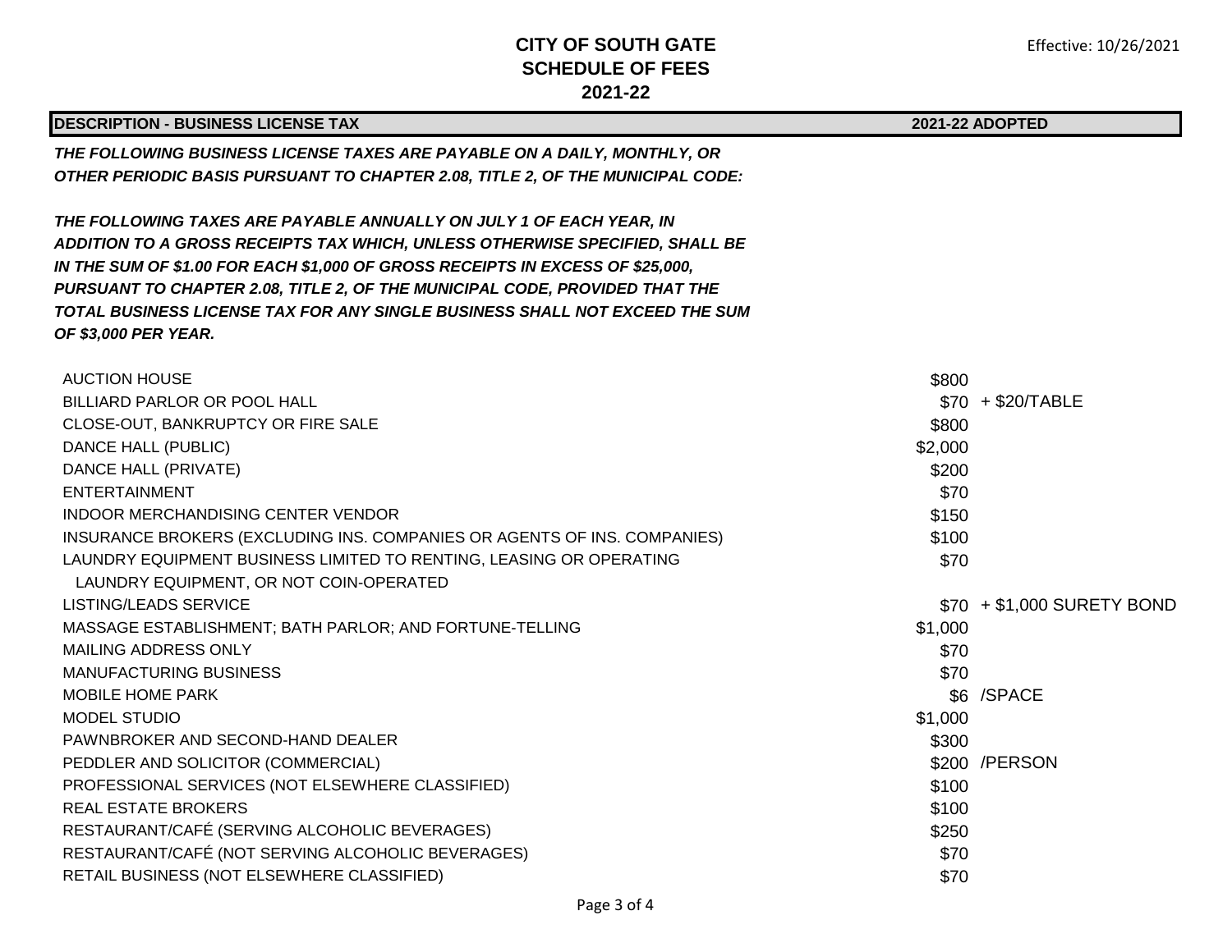# CITY OF SOUTH GATE
## SCHEDULE OF FEES
## 2021-22

Effective: 10/26/2021

| DESCRIPTION - BUSINESS LICENSE TAX | 2021-22 ADOPTED | |
|---|---|---|
| ***THE FOLLOWING BUSINESS LICENSE TAXES ARE PAYABLE ON A DAILY, MONTHLY, OR OTHER PERIODIC BASIS PURSUANT TO CHAPTER 2.08, TITLE 2, OF THE MUNICIPAL CODE:*** | | |
| ***THE FOLLOWING TAXES ARE PAYABLE ANNUALLY ON JULY 1 OF EACH YEAR, IN ADDITION TO A GROSS RECEIPTS TAX WHICH, UNLESS OTHERWISE SPECIFIED, SHALL BE IN THE SUM OF $1.00 FOR EACH $1,000 OF GROSS RECEIPTS IN EXCESS OF $25,000, PURSUANT TO CHAPTER 2.08, TITLE 2, OF THE MUNICIPAL CODE, PROVIDED THAT THE TOTAL BUSINESS LICENSE TAX FOR ANY SINGLE BUSINESS SHALL NOT EXCEED THE SUM OF $3,000 PER YEAR.*** | | |
| AUCTION HOUSE | $800 | |
| BILLIARD PARLOR OR POOL HALL | $70 | + $20/TABLE |
| CLOSE-OUT, BANKRUPTCY OR FIRE SALE | $800 | |
| DANCE HALL (PUBLIC) | $2,000 | |
| DANCE HALL (PRIVATE) | $200 | |
| ENTERTAINMENT | $70 | |
| INDOOR MERCHANDISING CENTER VENDOR | $150 | |
| INSURANCE BROKERS (EXCLUDING INS. COMPANIES OR AGENTS OF INS. COMPANIES) | $100 | |
| LAUNDRY EQUIPMENT BUSINESS LIMITED TO RENTING, LEASING OR OPERATING LAUNDRY EQUIPMENT, OR NOT COIN-OPERATED | $70 | |
| LISTING/LEADS SERVICE | $70 | + $1,000 SURETY BOND |
| MASSAGE ESTABLISHMENT; BATH PARLOR; AND FORTUNE-TELLING | $1,000 | |
| MAILING ADDRESS ONLY | $70 | |
| MANUFACTURING BUSINESS | $70 | |
| MOBILE HOME PARK | $6 | /SPACE |
| MODEL STUDIO | $1,000 | |
| PAWNBROKER AND SECOND-HAND DEALER | $300 | |
| PEDDLER AND SOLICITOR (COMMERCIAL) | $200 | /PERSON |
| PROFESSIONAL SERVICES (NOT ELSEWHERE CLASSIFIED) | $100 | |
| REAL ESTATE BROKERS | $100 | |
| RESTAURANT/CAFÉ (SERVING ALCOHOLIC BEVERAGES) | $250 | |
| RESTAURANT/CAFÉ (NOT SERVING ALCOHOLIC BEVERAGES) | $70 | |
| RETAIL BUSINESS (NOT ELSEWHERE CLASSIFIED) | $70 | |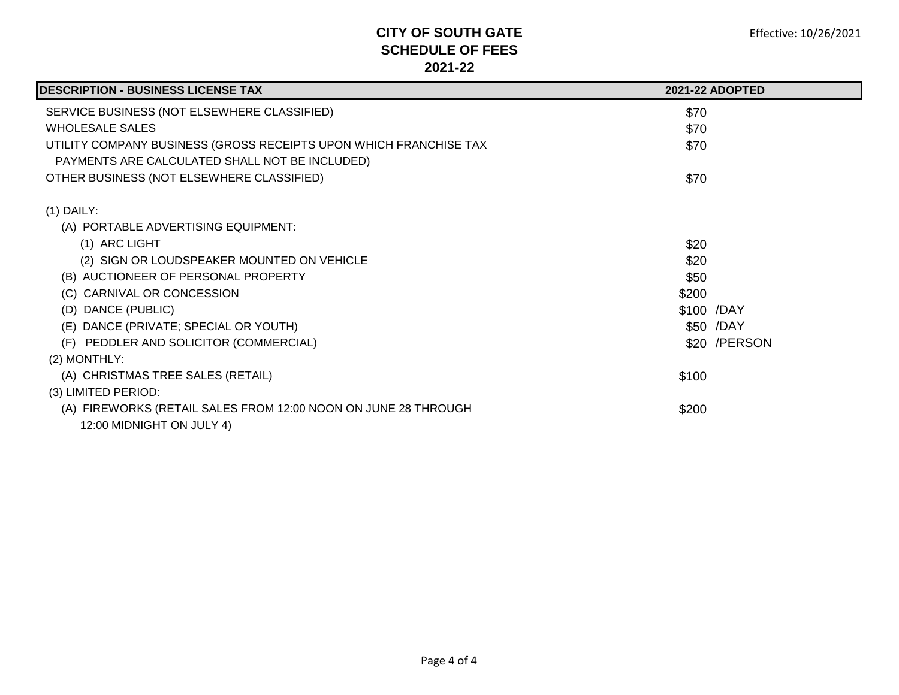# CITY OF SOUTH GATE
## SCHEDULE OF FEES
## 2021-22

Effective: 10/26/2021

| DESCRIPTION - BUSINESS LICENSE TAX | 2021-22 ADOPTED |
|---|---|
| SERVICE BUSINESS (NOT ELSEWHERE CLASSIFIED) | $70 |
| WHOLESALE SALES | $70 |
| UTILITY COMPANY BUSINESS (GROSS RECEIPTS UPON WHICH FRANCHISE TAX PAYMENTS ARE CALCULATED SHALL NOT BE INCLUDED) | $70 |
| OTHER BUSINESS (NOT ELSEWHERE CLASSIFIED) | $70 |
| (1) DAILY: | |
| (A) PORTABLE ADVERTISING EQUIPMENT: | |
| (1) ARC LIGHT | $20 |
| (2) SIGN OR LOUDSPEAKER MOUNTED ON VEHICLE | $20 |
| (B) AUCTIONEER OF PERSONAL PROPERTY | $50 |
| (C) CARNIVAL OR CONCESSION | $200 |
| (D) DANCE (PUBLIC) | $100 /DAY |
| (E) DANCE (PRIVATE; SPECIAL OR YOUTH) | $50 /DAY |
| (F) PEDDLER AND SOLICITOR (COMMERCIAL) | $20 /PERSON |
| (2) MONTHLY: | |
| (A) CHRISTMAS TREE SALES (RETAIL) | $100 |
| (3) LIMITED PERIOD: | |
| (A) FIREWORKS (RETAIL SALES FROM 12:00 NOON ON JUNE 28 THROUGH 12:00 MIDNIGHT ON JULY 4) | $200 |